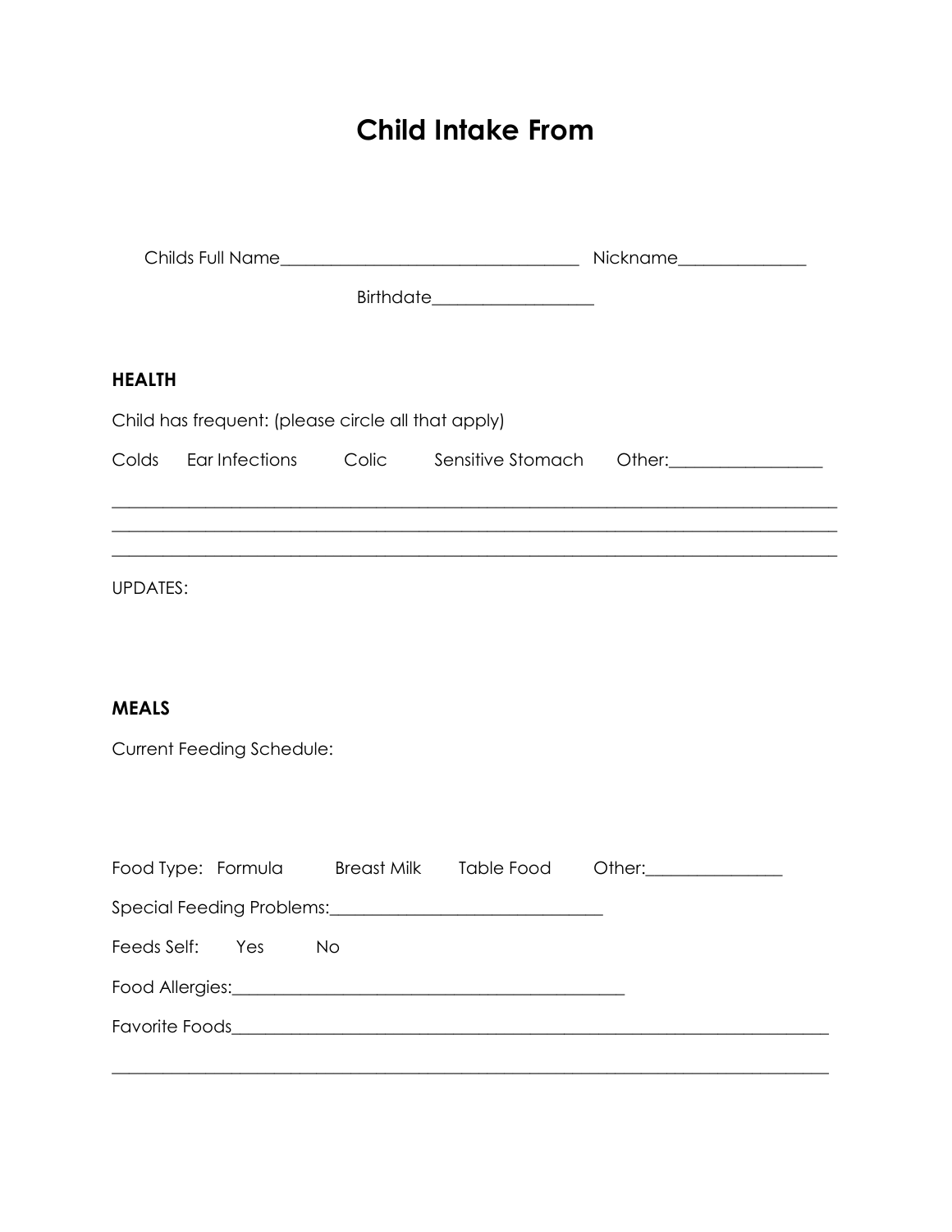# Child Intake From

Childs Full Name___________________________________ Nickname______________

Birthdate__________________

**HEALTH**

Child has frequent: (please circle all that apply)

Colds Ear Infections Colic Sensitive Stomach Other:_________________

_____________________________________________________________________________________

_____________________________________________________________________________________

_____________________________________________________________________________________

UPDATES:

**MEALS**

Current Feeding Schedule:

Food Type: Formula Breast Milk Table Food Other:_______________

Special Feeding Problems:_______________________________

Feeds Self: Yes No

Food Allergies:_____________________________________________

Favorite Foods______________________________________________________________________

_____________________________________________________________________________________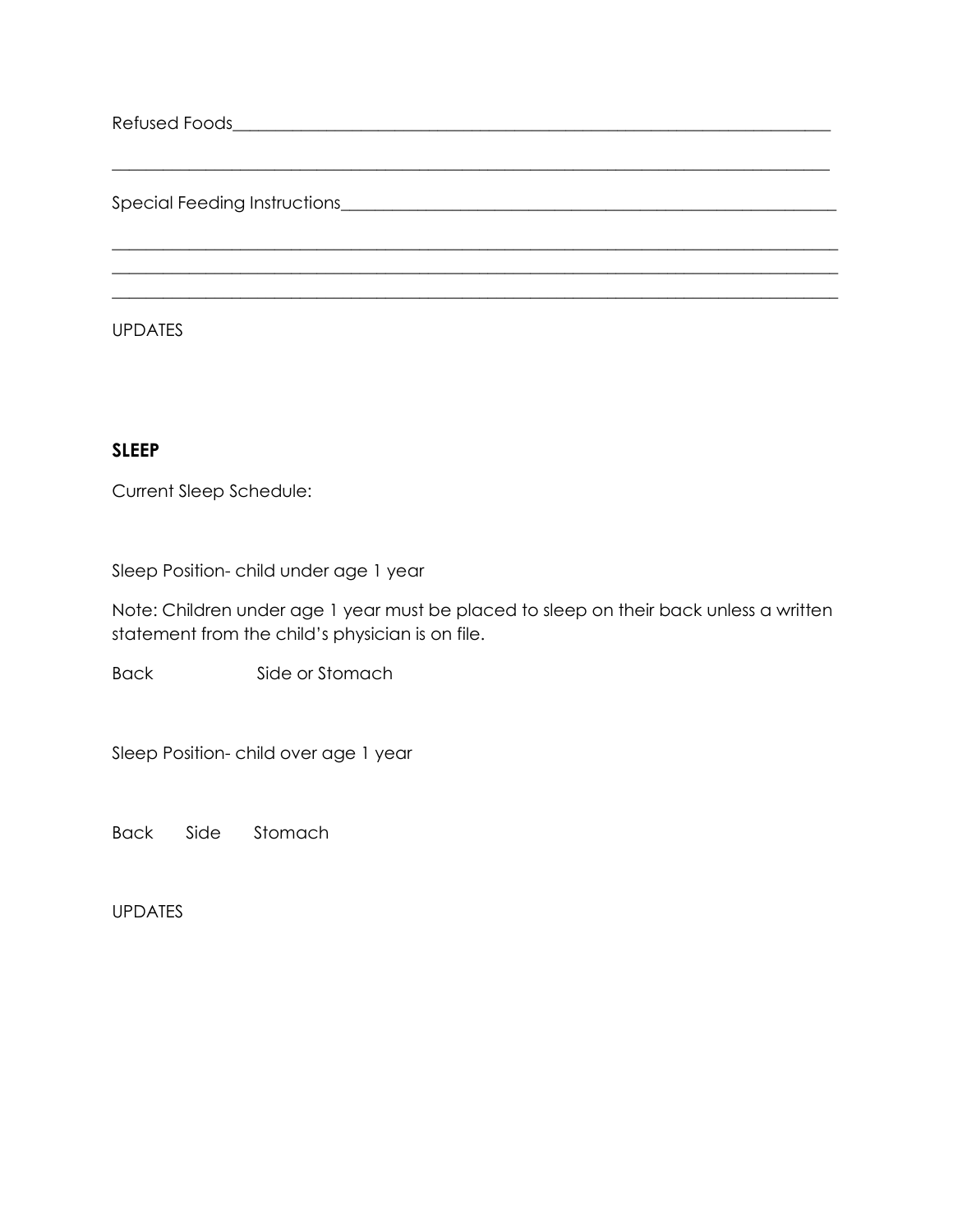Refused Foods___________________________________________________________________________

_____________________________________________________________________________________________

Special Feeding Instructions______________________________________________________________

_____________________________________________________________________________________________

_____________________________________________________________________________________________

_____________________________________________________________________________________________

UPDATES

**SLEEP**

Current Sleep Schedule:

Sleep Position- child under age 1 year

Note: Children under age 1 year must be placed to sleep on their back unless a written statement from the child's physician is on file.

Back Side or Stomach

Sleep Position- child over age 1 year

Back Side Stomach

UPDATES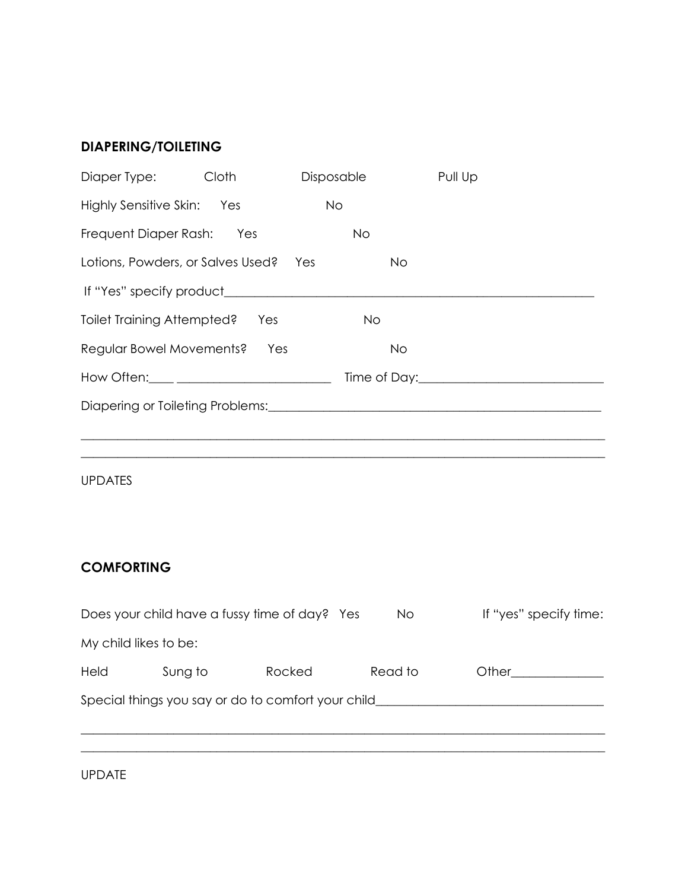**DIAPERING/TOILETING**

Diaper Type: Cloth Disposable Pull Up

Highly Sensitive Skin: Yes No

Frequent Diaper Rash: Yes No

Lotions, Powders, or Salves Used? Yes No

If "Yes" specify product_____________________________________________________________

Toilet Training Attempted? Yes No

Regular Bowel Movements? Yes No

How Often:____ _________________________ Time of Day:_____________________________

Diapering or Toileting Problems:_______________________________________________________

_____________________________________________________________________________________

_____________________________________________________________________________________

UPDATES

**COMFORTING**

Does your child have a fussy time of day? Yes No If "yes" specify time:

My child likes to be:

Held Sung to Rocked Read to Other______________

Special things you say or do to comfort your child____________________________________

_____________________________________________________________________________________

_____________________________________________________________________________________

UPDATE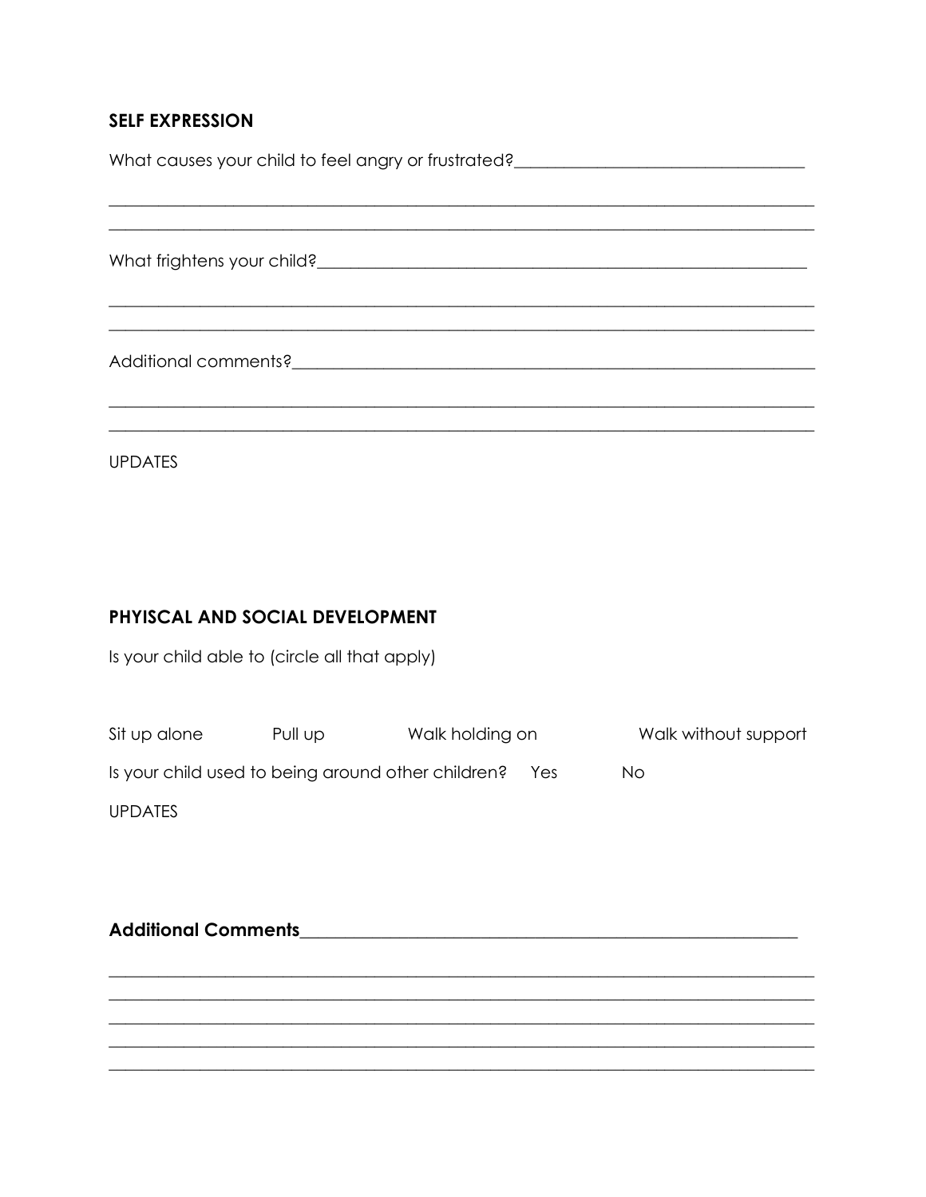## SELF EXPRESSION

What causes your child to feel angry or frustrated?___________________________________

_______________________________________________________________________________

_______________________________________________________________________________

What frightens your child?___________________________________________________________

_______________________________________________________________________________

_______________________________________________________________________________

Additional comments?________________________________________________________________

_______________________________________________________________________________

_______________________________________________________________________________

UPDATES

## PHYISCAL AND SOCIAL DEVELOPMENT

Is your child able to (circle all that apply)

Sit up alone    Pull up    Walk holding on    Walk without support

Is your child used to being around other children?    Yes    No

UPDATES

**Additional Comments**_____________________________________________________________

_______________________________________________________________________________

_______________________________________________________________________________

_______________________________________________________________________________

_______________________________________________________________________________

_______________________________________________________________________________